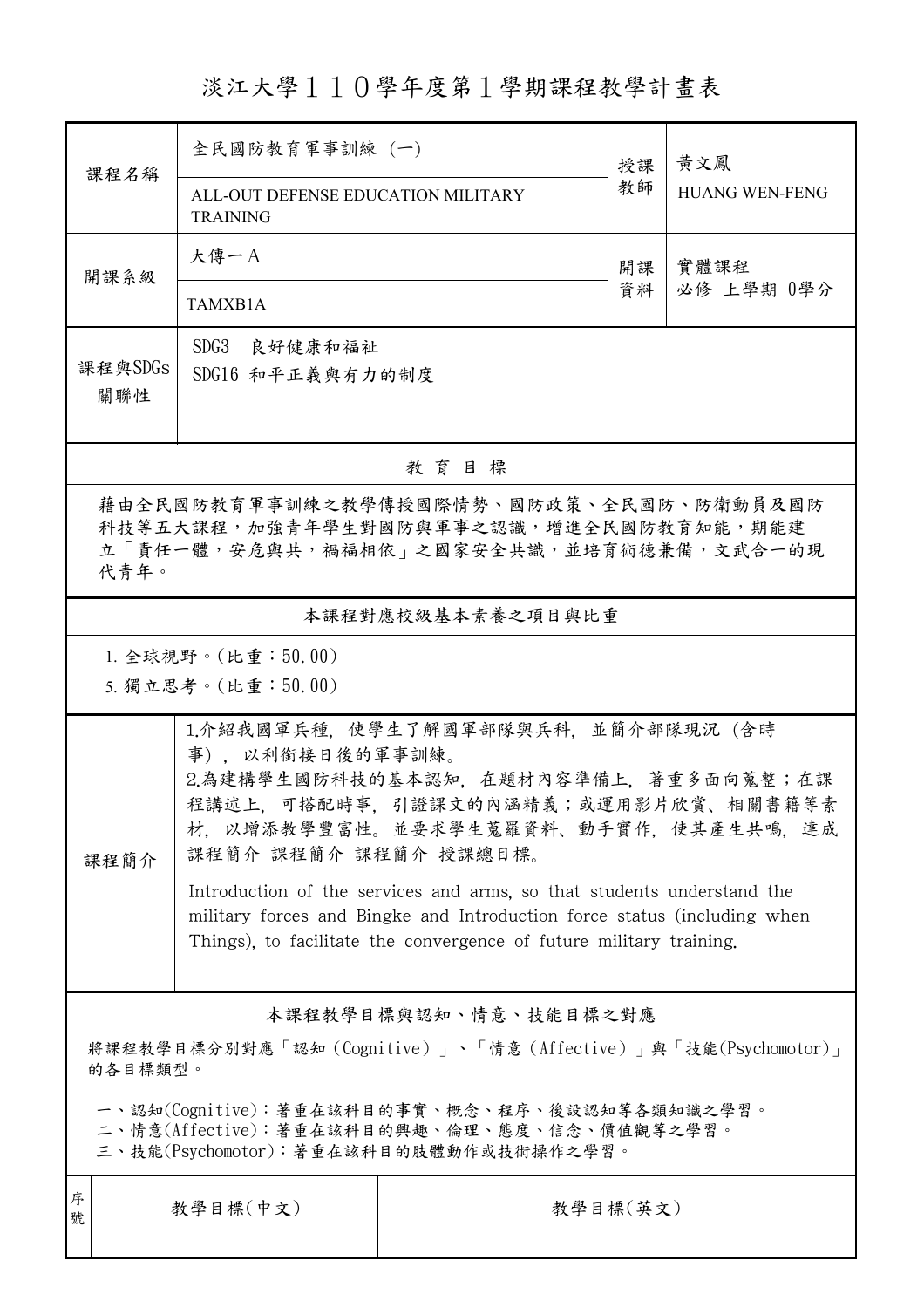# 淡江大學１１０學年度第１學期課程教學計畫表

| 課程名稱 | 全民國防教育軍事訓練 (一) | 授課教師 | 黃文鳳 |
|---|---|---|---|
| | ALL-OUT DEFENSE EDUCATION MILITARY TRAINING | | HUANG WEN-FENG |
| 開課系級 | 大傳一A | 開課資料 | 實體課程<br>必修 上學期 0學分 |
| | TAMXB1A | | |
| 課程與SDGs關聯性 | SDG3 良好健康和福祉<br>SDG16 和平正義與有力的制度 | | |

## 教 育 目 標

藉由全民國防教育軍事訓練之教學傳授國際情勢、國防政策、全民國防、防衛動員及國防科技等五大課程，加強青年學生對國防與軍事之認識，增進全民國防教育知能，期能建立「責任一體，安危與共，禍福相依」之國家安全共識，並培育術德兼備，文武合一的現代青年。

## 本課程對應校級基本素養之項目與比重

1. 全球視野。(比重：50.00)
5. 獨立思考。(比重：50.00)

## 課程簡介

1.介紹我國軍兵種，使學生了解國軍部隊與兵科，並簡介部隊現況（含時事），以利銜接日後的軍事訓練。
2.為建構學生國防科技的基本認知，在題材內容準備上，著重多面向蒐整；在課程講述上，可搭配時事，引證課文的內涵精義；或運用影片欣賞、相關書籍等素材，以增添教學豐富性。並要求學生蒐羅資料、動手實作，使其產生共鳴，達成課程簡介 課程簡介 課程簡介 授課總目標。

Introduction of the services and arms, so that students understand the military forces and Bingke and Introduction force status (including when Things), to facilitate the convergence of future military training.

## 本課程教學目標與認知、情意、技能目標之對應

將課程教學目標分別對應「認知（Cognitive）」、「情意（Affective）」與「技能(Psychomotor)」的各目標類型。

一、認知(Cognitive)：著重在該科目的事實、概念、程序、後設認知等各類知識之學習。
二、情意(Affective)：著重在該科目的興趣、倫理、態度、信念、價值觀等之學習。
三、技能(Psychomotor)：著重在該科目的肢體動作或技術操作之學習。

| 序號 | 教學目標(中文) | 教學目標(英文) |
|---|---|---|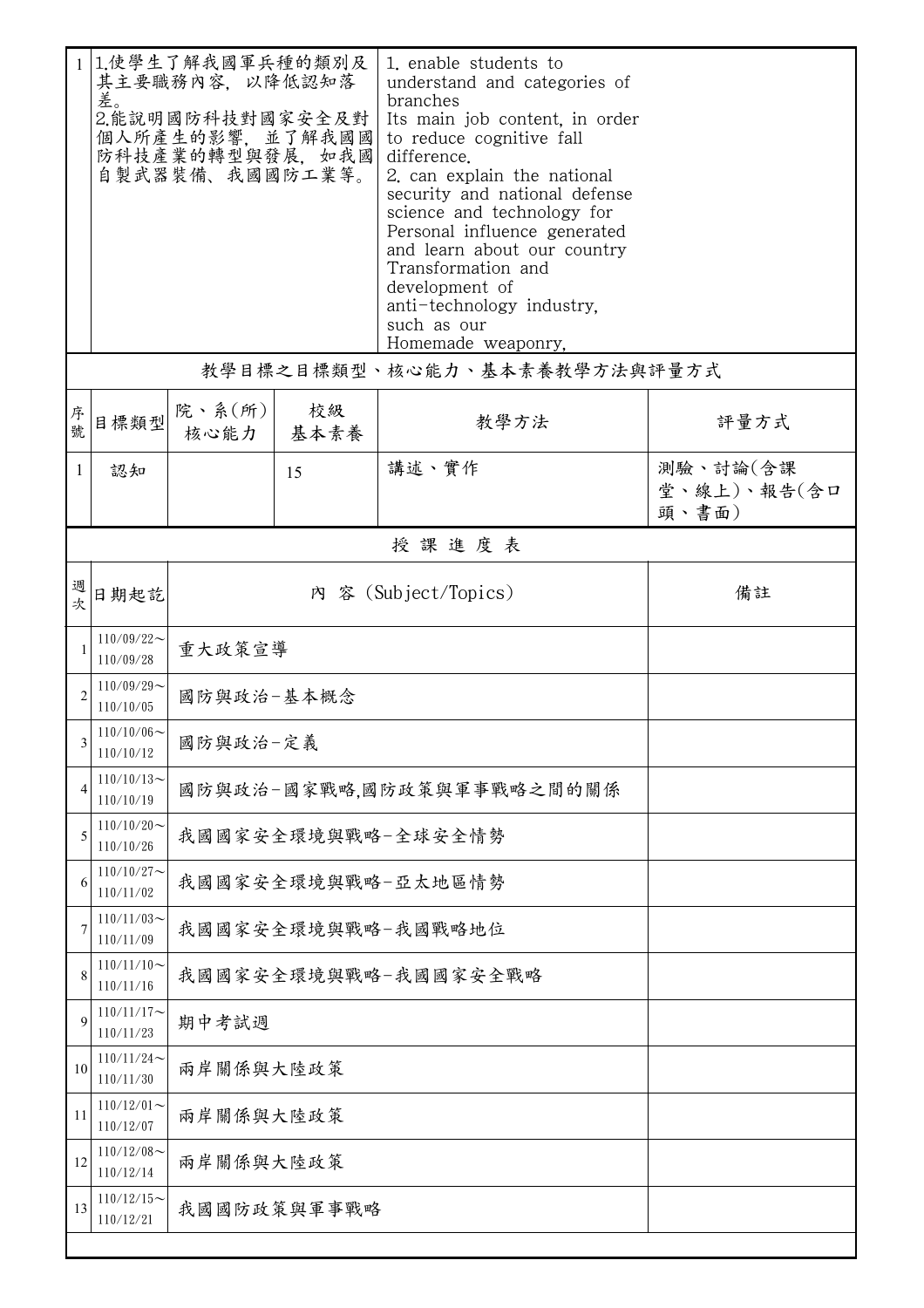| 1 | 1.使學生了解我國軍兵種的類別及其主要職務內容，以降低認知落差。<br>2.能說明國防科技對國家安全及對個人所產生的影響，並了解我國國防科技產業的轉型與發展，如我國自製武器裝備、我國國防工業等。 | 1. enable students to understand and categories of branches<br>Its main job content, in order to reduce cognitive fall difference.<br>2. can explain the national security and national defense science and technology for Personal influence generated and learn about our country Transformation and development of anti-technology industry, such as our Homemade weaponry, |
|---|---|---|

**教學目標之目標類型、核心能力、基本素養教學方法與評量方式**

| 序號 | 目標類型 | 院、系(所)核心能力 | 校級基本素養 | 教學方法 | 評量方式 |
|---|---|---|---|---|---|
| 1 | 認知 | | 15 | 講述、實作 | 測驗、討論(含課堂、線上)、報告(含口頭、書面) |

**授 課 進 度 表**

| 週次 | 日期起訖 | 內 容 (Subject/Topics) | 備註 |
|---|---|---|---|
| 1 | 110/09/22～110/09/28 | 重大政策宣導 | |
| 2 | 110/09/29～110/10/05 | 國防與政治-基本概念 | |
| 3 | 110/10/06～110/10/12 | 國防與政治-定義 | |
| 4 | 110/10/13～110/10/19 | 國防與政治-國家戰略,國防政策與軍事戰略之間的關係 | |
| 5 | 110/10/20～110/10/26 | 我國國家安全環境與戰略-全球安全情勢 | |
| 6 | 110/10/27～110/11/02 | 我國國家安全環境與戰略-亞太地區情勢 | |
| 7 | 110/11/03～110/11/09 | 我國國家安全環境與戰略-我國戰略地位 | |
| 8 | 110/11/10～110/11/16 | 我國國家安全環境與戰略-我國國家安全戰略 | |
| 9 | 110/11/17～110/11/23 | 期中考試週 | |
| 10 | 110/11/24～110/11/30 | 兩岸關係與大陸政策 | |
| 11 | 110/12/01～110/12/07 | 兩岸關係與大陸政策 | |
| 12 | 110/12/08～110/12/14 | 兩岸關係與大陸政策 | |
| 13 | 110/12/15～110/12/21 | 我國國防政策與軍事戰略 | |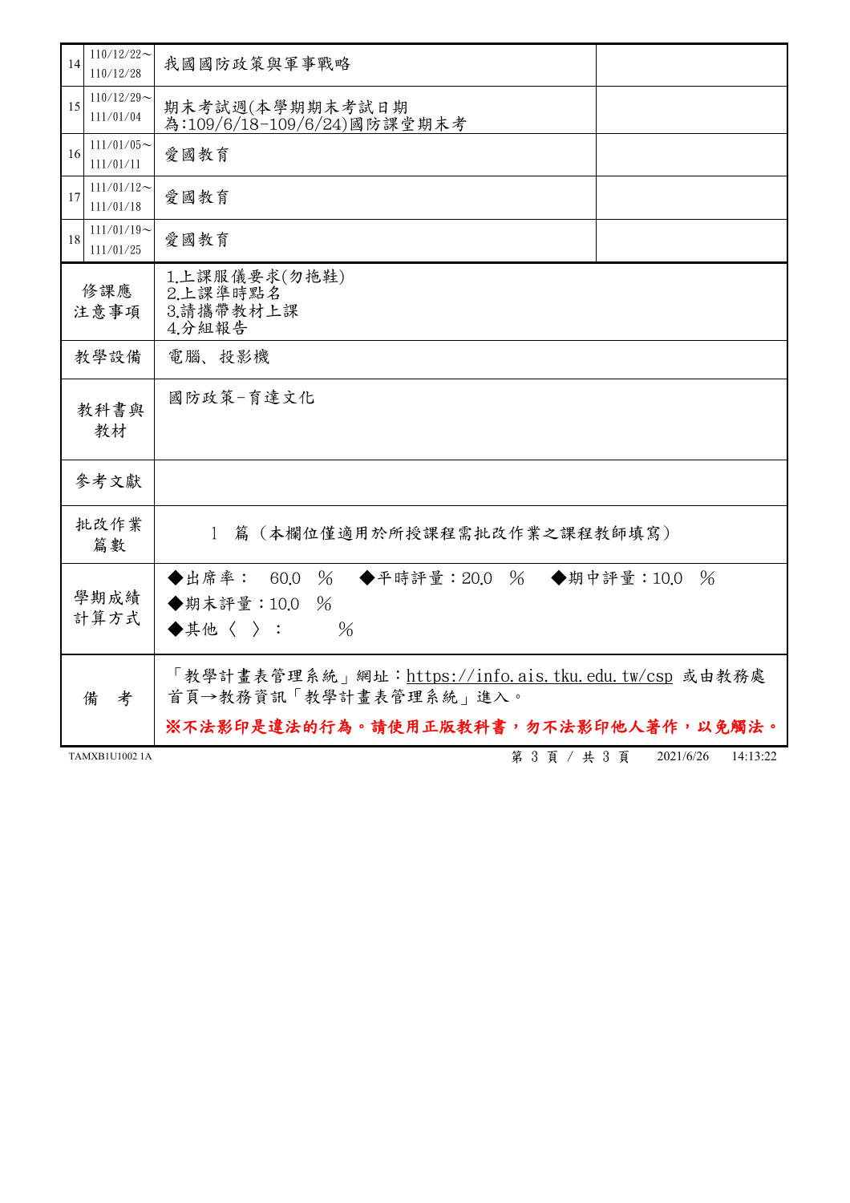| | | | |
|---|---|---|---|
| 14 | 110/12/22～<br>110/12/28 | 我國國防政策與軍事戰略 | |
| 15 | 110/12/29～<br>111/01/04 | 期末考試週(本學期期末考試日期為:109/6/18-109/6/24)國防課堂期末考 | |
| 16 | 111/01/05～<br>111/01/11 | 愛國教育 | |
| 17 | 111/01/12～<br>111/01/18 | 愛國教育 | |
| 18 | 111/01/19～<br>111/01/25 | 愛國教育 | |

| | |
|---|---|
| 修課應注意事項 | 1.上課服儀要求(勿拖鞋)<br>2.上課準時點名<br>3.請攜帶教材上課<br>4.分組報告 |
| 教學設備 | 電腦、投影機 |
| 教科書與教材 | 國防政策-育達文化 |
| 參考文獻 | |
| 批改作業篇數 | 1 篇（本欄位僅適用於所授課程需批改作業之課程教師填寫） |
| 學期成績計算方式 | ◆出席率： 60.0 ％ ◆平時評量：20.0 ％ ◆期中評量：10.0 ％<br>◆期末評量：10.0 ％<br>◆其他〈 〉： ％ |
| 備　考 | 「教學計畫表管理系統」網址：https://info.ais.tku.edu.tw/csp 或由教務處首頁→教務資訊「教學計畫表管理系統」進入。<br>**※不法影印是違法的行為。請使用正版教科書，勿不法影印他人著作，以免觸法。** |

TAMXB1U1002 1A　　2021/6/26　14:13:22